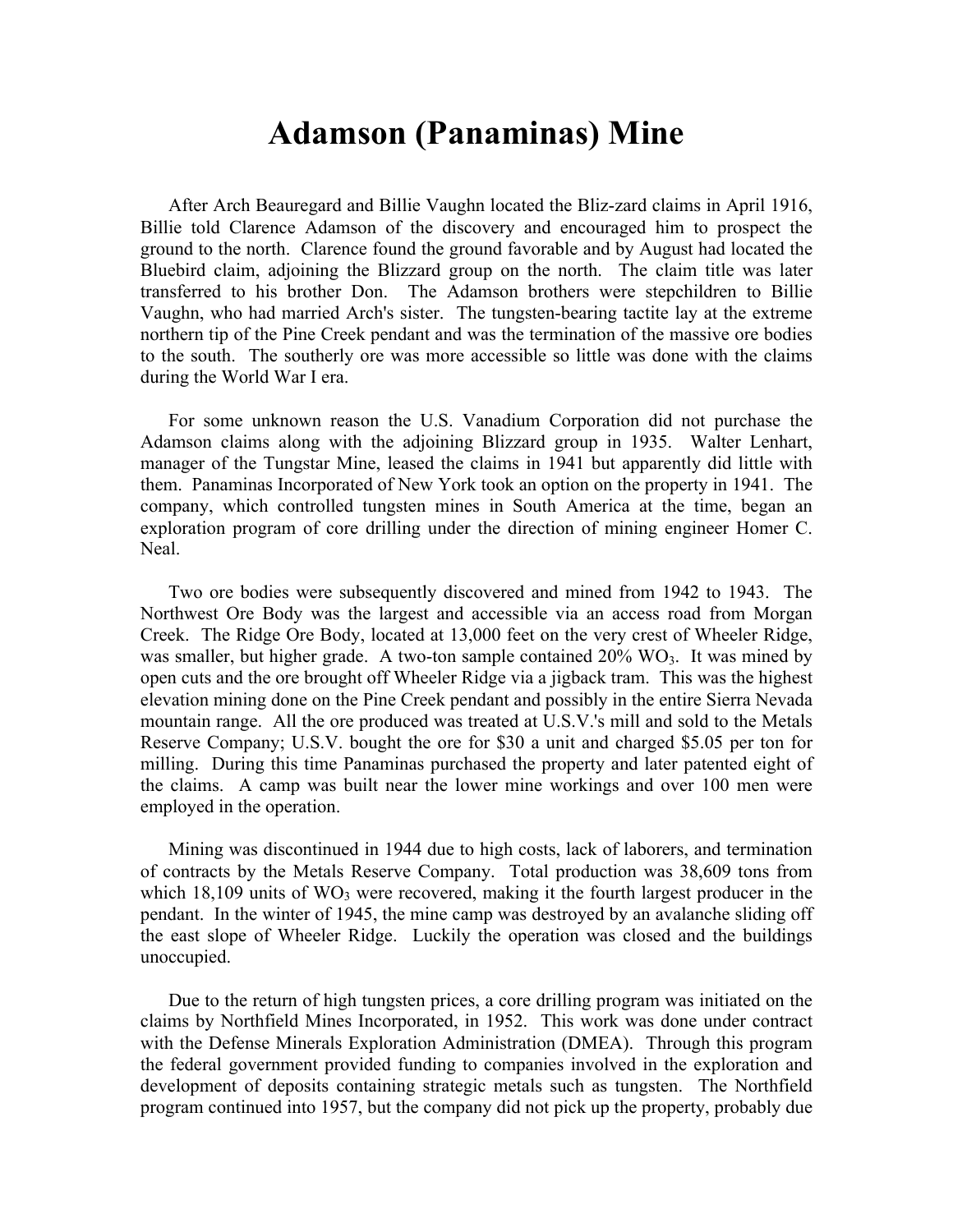# Adamson (Panaminas) Mine

After Arch Beauregard and Billie Vaughn located the Bliz-zard claims in April 1916, Billie told Clarence Adamson of the discovery and encouraged him to prospect the ground to the north. Clarence found the ground favorable and by August had located the Bluebird claim, adjoining the Blizzard group on the north. The claim title was later transferred to his brother Don. The Adamson brothers were stepchildren to Billie Vaughn, who had married Arch's sister. The tungsten-bearing tactite lay at the extreme northern tip of the Pine Creek pendant and was the termination of the massive ore bodies to the south. The southerly ore was more accessible so little was done with the claims during the World War I era.

For some unknown reason the U.S. Vanadium Corporation did not purchase the Adamson claims along with the adjoining Blizzard group in 1935. Walter Lenhart, manager of the Tungstar Mine, leased the claims in 1941 but apparently did little with them. Panaminas Incorporated of New York took an option on the property in 1941. The company, which controlled tungsten mines in South America at the time, began an exploration program of core drilling under the direction of mining engineer Homer C. Neal.

Two ore bodies were subsequently discovered and mined from 1942 to 1943. The Northwest Ore Body was the largest and accessible via an access road from Morgan Creek. The Ridge Ore Body, located at 13,000 feet on the very crest of Wheeler Ridge, was smaller, but higher grade. A two-ton sample contained 20% $WO_3$. It was mined by open cuts and the ore brought off Wheeler Ridge via a jigback tram. This was the highest elevation mining done on the Pine Creek pendant and possibly in the entire Sierra Nevada mountain range. All the ore produced was treated at U.S.V.'s mill and sold to the Metals Reserve Company; U.S.V. bought the ore for $30 a unit and charged $5.05 per ton for milling. During this time Panaminas purchased the property and later patented eight of the claims. A camp was built near the lower mine workings and over 100 men were employed in the operation.

Mining was discontinued in 1944 due to high costs, lack of laborers, and termination of contracts by the Metals Reserve Company. Total production was 38,609 tons from which 18,109 units of $WO_3$ were recovered, making it the fourth largest producer in the pendant. In the winter of 1945, the mine camp was destroyed by an avalanche sliding off the east slope of Wheeler Ridge. Luckily the operation was closed and the buildings unoccupied.

Due to the return of high tungsten prices, a core drilling program was initiated on the claims by Northfield Mines Incorporated, in 1952. This work was done under contract with the Defense Minerals Exploration Administration (DMEA). Through this program the federal government provided funding to companies involved in the exploration and development of deposits containing strategic metals such as tungsten. The Northfield program continued into 1957, but the company did not pick up the property, probably due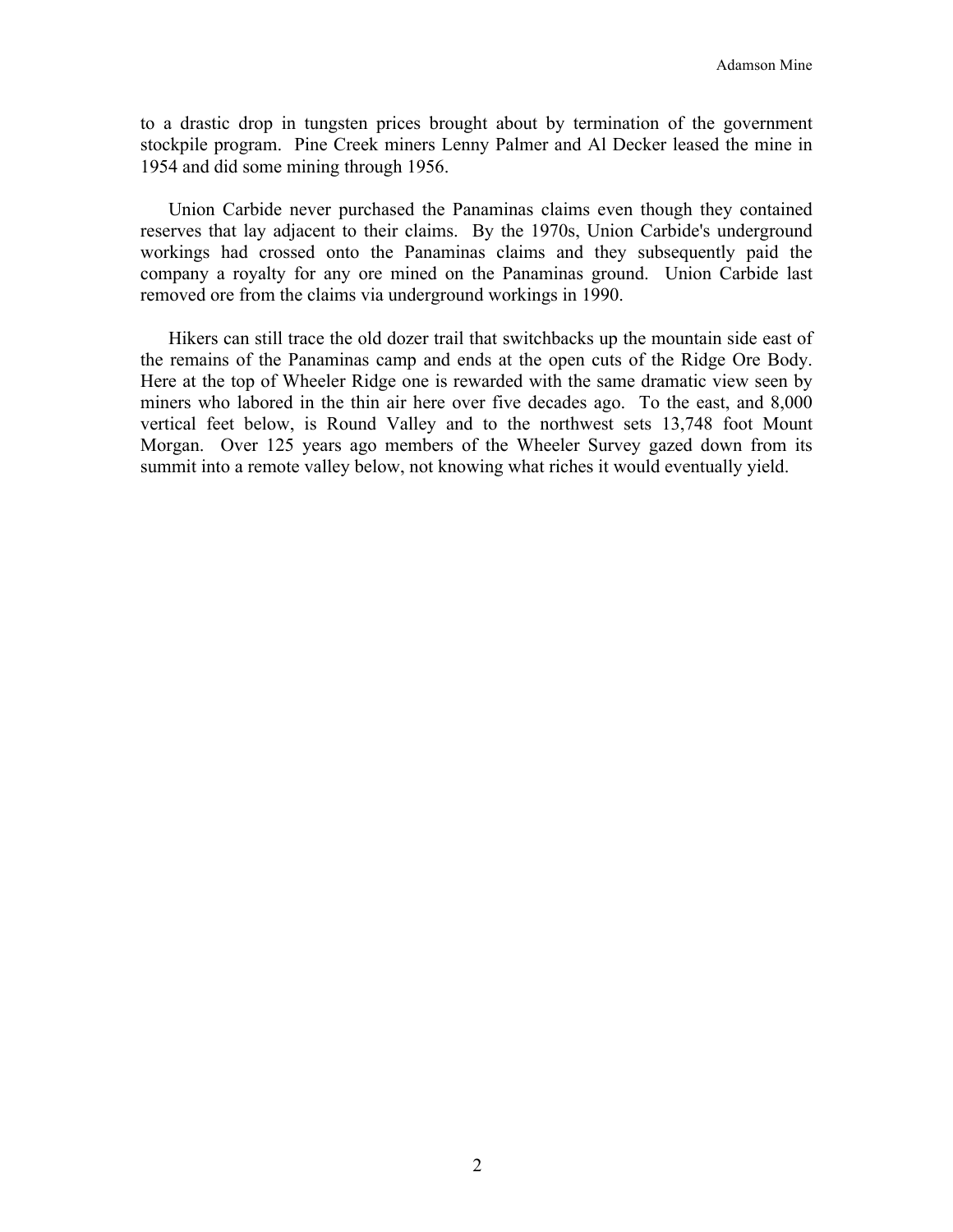to a drastic drop in tungsten prices brought about by termination of the government stockpile program. Pine Creek miners Lenny Palmer and Al Decker leased the mine in 1954 and did some mining through 1956.

Union Carbide never purchased the Panaminas claims even though they contained reserves that lay adjacent to their claims. By the 1970s, Union Carbide's underground workings had crossed onto the Panaminas claims and they subsequently paid the company a royalty for any ore mined on the Panaminas ground. Union Carbide last removed ore from the claims via underground workings in 1990.

Hikers can still trace the old dozer trail that switchbacks up the mountain side east of the remains of the Panaminas camp and ends at the open cuts of the Ridge Ore Body. Here at the top of Wheeler Ridge one is rewarded with the same dramatic view seen by miners who labored in the thin air here over five decades ago. To the east, and 8,000 vertical feet below, is Round Valley and to the northwest sets 13,748 foot Mount Morgan. Over 125 years ago members of the Wheeler Survey gazed down from its summit into a remote valley below, not knowing what riches it would eventually yield.